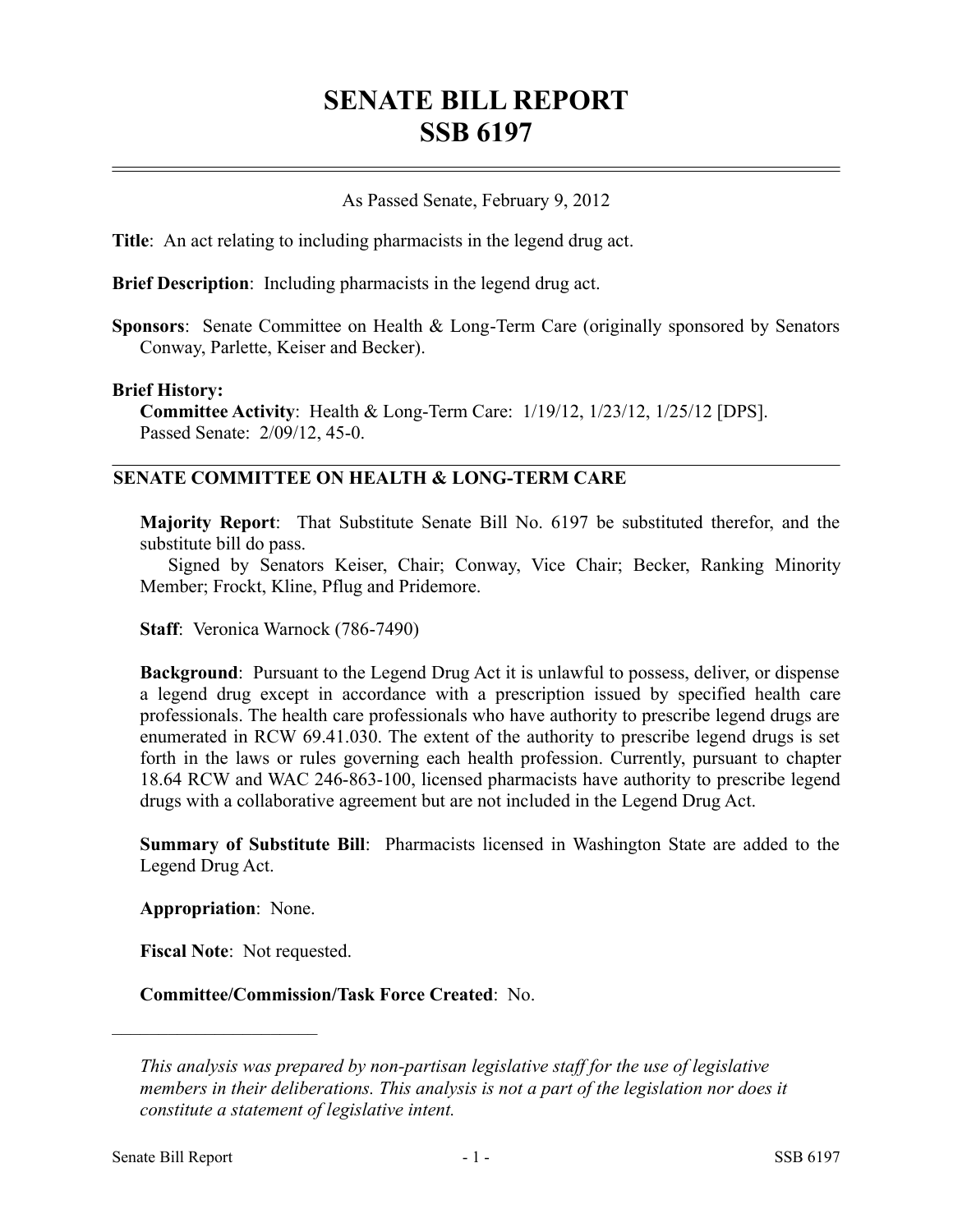# SENATE BILL REPORT
# SSB 6197

As Passed Senate, February 9, 2012

**Title**: An act relating to including pharmacists in the legend drug act.

**Brief Description**: Including pharmacists in the legend drug act.

**Sponsors**: Senate Committee on Health & Long-Term Care (originally sponsored by Senators Conway, Parlette, Keiser and Becker).

**Brief History:**

**Committee Activity**: Health & Long-Term Care: 1/19/12, 1/23/12, 1/25/12 [DPS].
Passed Senate: 2/09/12, 45-0.

## SENATE COMMITTEE ON HEALTH & LONG-TERM CARE

**Majority Report**: That Substitute Senate Bill No. 6197 be substituted therefor, and the substitute bill do pass.
Signed by Senators Keiser, Chair; Conway, Vice Chair; Becker, Ranking Minority Member; Frockt, Kline, Pflug and Pridemore.

**Staff**: Veronica Warnock (786-7490)

**Background**: Pursuant to the Legend Drug Act it is unlawful to possess, deliver, or dispense a legend drug except in accordance with a prescription issued by specified health care professionals. The health care professionals who have authority to prescribe legend drugs are enumerated in RCW 69.41.030. The extent of the authority to prescribe legend drugs is set forth in the laws or rules governing each health profession. Currently, pursuant to chapter 18.64 RCW and WAC 246-863-100, licensed pharmacists have authority to prescribe legend drugs with a collaborative agreement but are not included in the Legend Drug Act.

**Summary of Substitute Bill**: Pharmacists licensed in Washington State are added to the Legend Drug Act.

**Appropriation**: None.

**Fiscal Note**: Not requested.

**Committee/Commission/Task Force Created**: No.

---

*This analysis was prepared by non-partisan legislative staff for the use of legislative members in their deliberations. This analysis is not a part of the legislation nor does it constitute a statement of legislative intent.*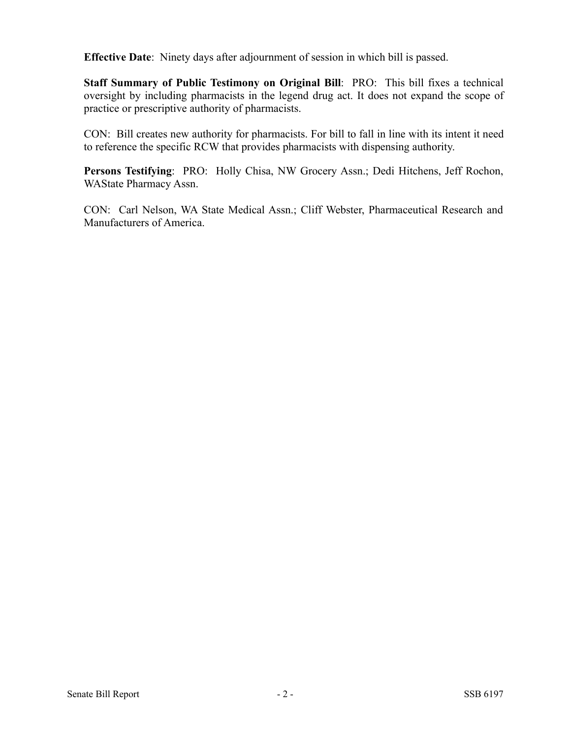**Effective Date**: Ninety days after adjournment of session in which bill is passed.

**Staff Summary of Public Testimony on Original Bill**: PRO: This bill fixes a technical oversight by including pharmacists in the legend drug act. It does not expand the scope of practice or prescriptive authority of pharmacists.

CON: Bill creates new authority for pharmacists. For bill to fall in line with its intent it need to reference the specific RCW that provides pharmacists with dispensing authority.

**Persons Testifying**: PRO: Holly Chisa, NW Grocery Assn.; Dedi Hitchens, Jeff Rochon, WAState Pharmacy Assn.

CON: Carl Nelson, WA State Medical Assn.; Cliff Webster, Pharmaceutical Research and Manufacturers of America.